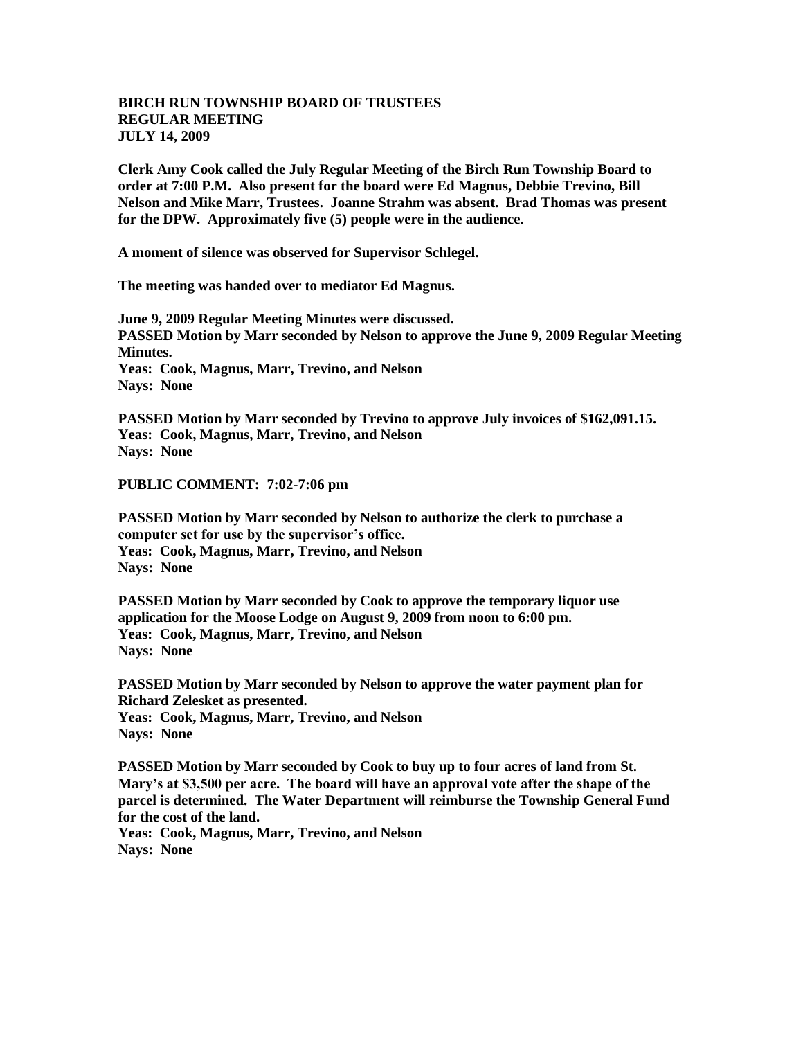**BIRCH RUN TOWNSHIP BOARD OF TRUSTEES**
**REGULAR MEETING**
**JULY 14, 2009**

**Clerk Amy Cook called the July Regular Meeting of the Birch Run Township Board to order at 7:00 P.M. Also present for the board were Ed Magnus, Debbie Trevino, Bill Nelson and Mike Marr, Trustees. Joanne Strahm was absent. Brad Thomas was present for the DPW. Approximately five (5) people were in the audience.**

**A moment of silence was observed for Supervisor Schlegel.**

**The meeting was handed over to mediator Ed Magnus.**

**June 9, 2009 Regular Meeting Minutes were discussed.**
**PASSED Motion by Marr seconded by Nelson to approve the June 9, 2009 Regular Meeting Minutes.**
**Yeas: Cook, Magnus, Marr, Trevino, and Nelson**
**Nays: None**

**PASSED Motion by Marr seconded by Trevino to approve July invoices of $162,091.15.**
**Yeas: Cook, Magnus, Marr, Trevino, and Nelson**
**Nays: None**

**PUBLIC COMMENT: 7:02-7:06 pm**

**PASSED Motion by Marr seconded by Nelson to authorize the clerk to purchase a computer set for use by the supervisor's office.**
**Yeas: Cook, Magnus, Marr, Trevino, and Nelson**
**Nays: None**

**PASSED Motion by Marr seconded by Cook to approve the temporary liquor use application for the Moose Lodge on August 9, 2009 from noon to 6:00 pm.**
**Yeas: Cook, Magnus, Marr, Trevino, and Nelson**
**Nays: None**

**PASSED Motion by Marr seconded by Nelson to approve the water payment plan for Richard Zelesket as presented.**
**Yeas: Cook, Magnus, Marr, Trevino, and Nelson**
**Nays: None**

**PASSED Motion by Marr seconded by Cook to buy up to four acres of land from St. Mary's at $3,500 per acre. The board will have an approval vote after the shape of the parcel is determined. The Water Department will reimburse the Township General Fund for the cost of the land.**
**Yeas: Cook, Magnus, Marr, Trevino, and Nelson**
**Nays: None**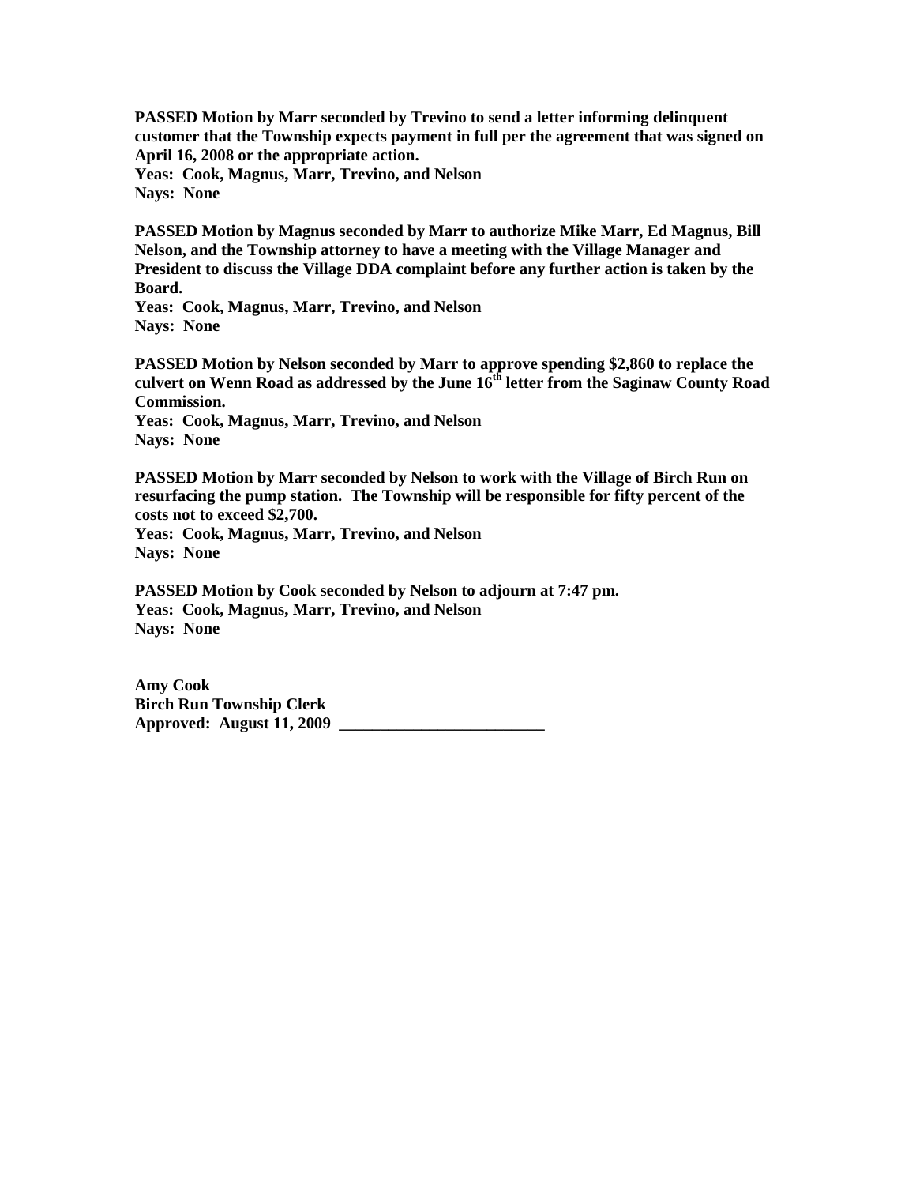**PASSED Motion by Marr seconded by Trevino to send a letter informing delinquent customer that the Township expects payment in full per the agreement that was signed on April 16, 2008 or the appropriate action.**
**Yeas: Cook, Magnus, Marr, Trevino, and Nelson**
**Nays: None**

**PASSED Motion by Magnus seconded by Marr to authorize Mike Marr, Ed Magnus, Bill Nelson, and the Township attorney to have a meeting with the Village Manager and President to discuss the Village DDA complaint before any further action is taken by the Board.**
**Yeas: Cook, Magnus, Marr, Trevino, and Nelson**
**Nays: None**

**PASSED Motion by Nelson seconded by Marr to approve spending $2,860 to replace the culvert on Wenn Road as addressed by the June 16th letter from the Saginaw County Road Commission.**
**Yeas: Cook, Magnus, Marr, Trevino, and Nelson**
**Nays: None**

**PASSED Motion by Marr seconded by Nelson to work with the Village of Birch Run on resurfacing the pump station. The Township will be responsible for fifty percent of the costs not to exceed $2,700.**
**Yeas: Cook, Magnus, Marr, Trevino, and Nelson**
**Nays: None**

**PASSED Motion by Cook seconded by Nelson to adjourn at 7:47 pm.**
**Yeas: Cook, Magnus, Marr, Trevino, and Nelson**
**Nays: None**

**Amy Cook**
**Birch Run Township Clerk**
**Approved: August 11, 2009 _________________________**